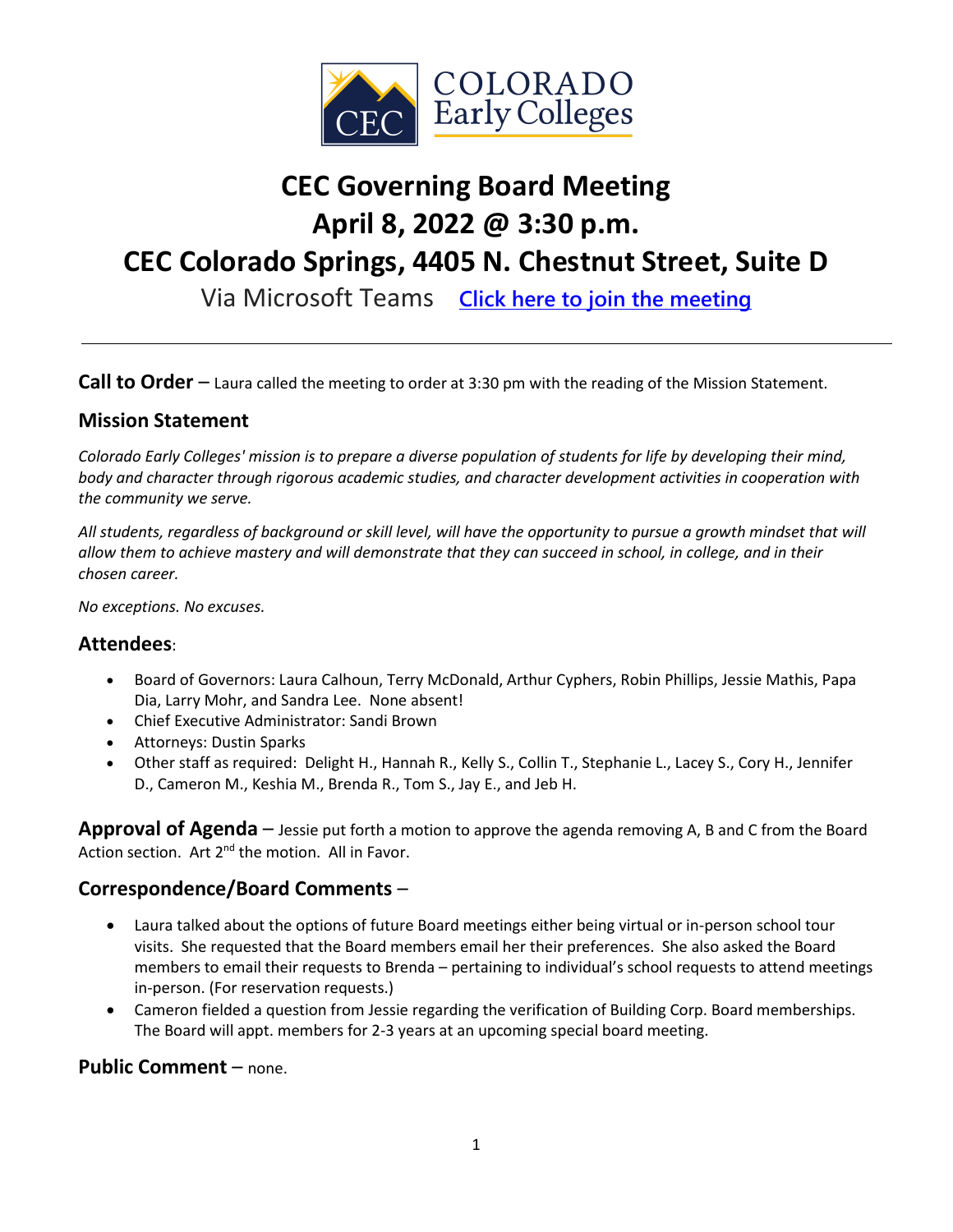# CEC Governing Board Meeting
# April 8, 2022 @ 3:30 p.m.
# CEC Colorado Springs, 4405 N. Chestnut Street, Suite D

Via Microsoft Teams [Click here to join the meeting]

---

**Call to Order** – Laura called the meeting to order at 3:30 pm with the reading of the Mission Statement.

## Mission Statement

*Colorado Early Colleges' mission is to prepare a diverse population of students for life by developing their mind, body and character through rigorous academic studies, and character development activities in cooperation with the community we serve.*

*All students, regardless of background or skill level, will have the opportunity to pursue a growth mindset that will allow them to achieve mastery and will demonstrate that they can succeed in school, in college, and in their chosen career.*

*No exceptions. No excuses.*

## Attendees:

- Board of Governors: Laura Calhoun, Terry McDonald, Arthur Cyphers, Robin Phillips, Jessie Mathis, Papa Dia, Larry Mohr, and Sandra Lee. None absent!
- Chief Executive Administrator: Sandi Brown
- Attorneys: Dustin Sparks
- Other staff as required: Delight H., Hannah R., Kelly S., Collin T., Stephanie L., Lacey S., Cory H., Jennifer D., Cameron M., Keshia M., Brenda R., Tom S., Jay E., and Jeb H.

**Approval of Agenda** – Jessie put forth a motion to approve the agenda removing A, B and C from the Board Action section. Art 2nd the motion. All in Favor.

## Correspondence/Board Comments –

- Laura talked about the options of future Board meetings either being virtual or in-person school tour visits. She requested that the Board members email her their preferences. She also asked the Board members to email their requests to Brenda – pertaining to individual's school requests to attend meetings in-person. (For reservation requests.)
- Cameron fielded a question from Jessie regarding the verification of Building Corp. Board memberships. The Board will appt. members for 2-3 years at an upcoming special board meeting.

**Public Comment** – none.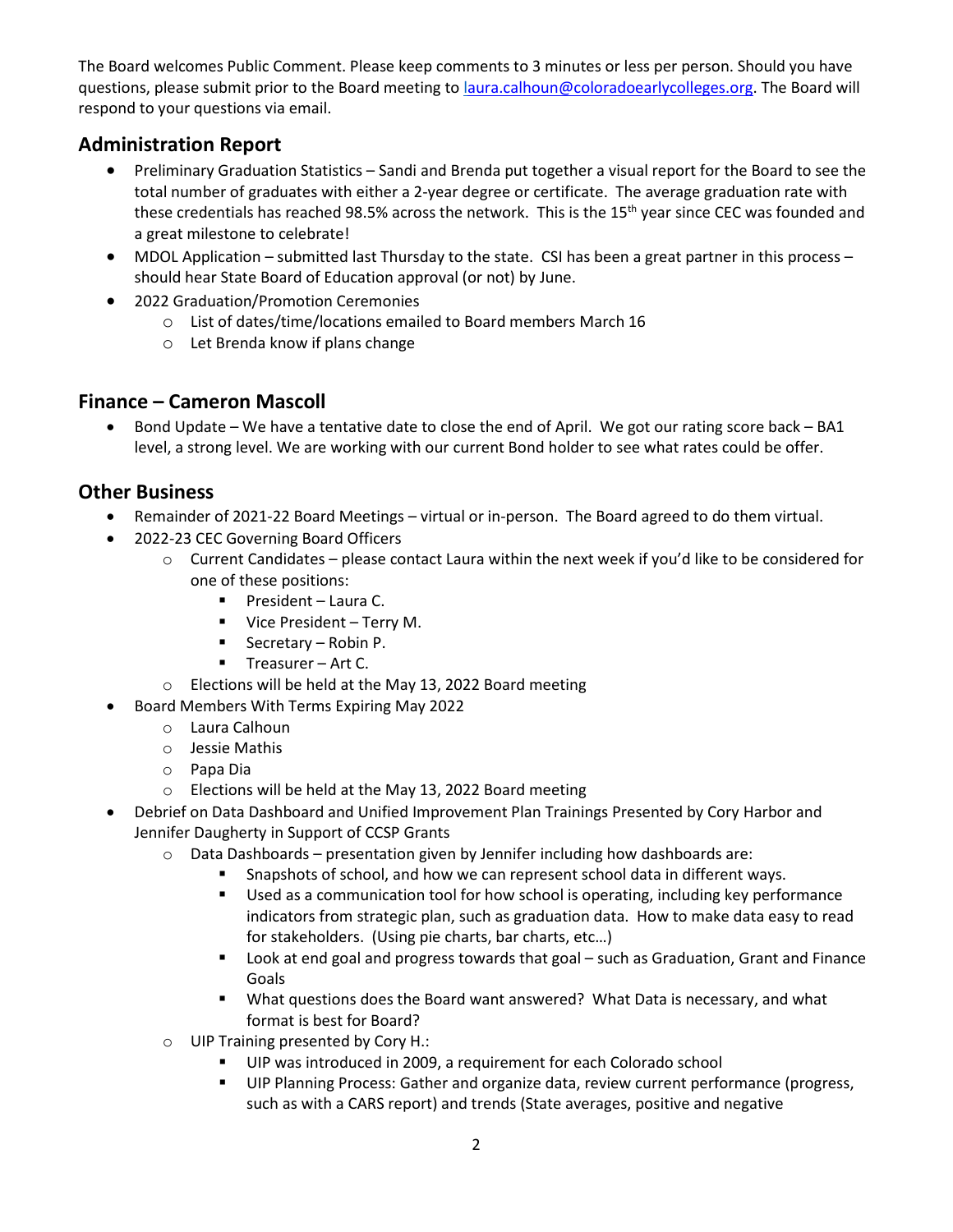The Board welcomes Public Comment. Please keep comments to 3 minutes or less per person. Should you have questions, please submit prior to the Board meeting to laura.calhoun@coloradoearlycolleges.org. The Board will respond to your questions via email.

## Administration Report

- Preliminary Graduation Statistics – Sandi and Brenda put together a visual report for the Board to see the total number of graduates with either a 2-year degree or certificate. The average graduation rate with these credentials has reached 98.5% across the network. This is the 15th year since CEC was founded and a great milestone to celebrate!
- MDOL Application – submitted last Thursday to the state. CSI has been a great partner in this process – should hear State Board of Education approval (or not) by June.
- 2022 Graduation/Promotion Ceremonies
  - List of dates/time/locations emailed to Board members March 16
  - Let Brenda know if plans change

## Finance – Cameron Mascoll

- Bond Update – We have a tentative date to close the end of April. We got our rating score back – BA1 level, a strong level. We are working with our current Bond holder to see what rates could be offer.

## Other Business

- Remainder of 2021-22 Board Meetings – virtual or in-person. The Board agreed to do them virtual.
- 2022-23 CEC Governing Board Officers
  - Current Candidates – please contact Laura within the next week if you'd like to be considered for one of these positions:
    - President – Laura C.
    - Vice President – Terry M.
    - Secretary – Robin P.
    - Treasurer – Art C.
  - Elections will be held at the May 13, 2022 Board meeting
- Board Members With Terms Expiring May 2022
  - Laura Calhoun
  - Jessie Mathis
  - Papa Dia
  - Elections will be held at the May 13, 2022 Board meeting
- Debrief on Data Dashboard and Unified Improvement Plan Trainings Presented by Cory Harbor and Jennifer Daugherty in Support of CCSP Grants
  - Data Dashboards – presentation given by Jennifer including how dashboards are:
    - Snapshots of school, and how we can represent school data in different ways.
    - Used as a communication tool for how school is operating, including key performance indicators from strategic plan, such as graduation data. How to make data easy to read for stakeholders. (Using pie charts, bar charts, etc…)
    - Look at end goal and progress towards that goal – such as Graduation, Grant and Finance Goals
    - What questions does the Board want answered? What Data is necessary, and what format is best for Board?
  - UIP Training presented by Cory H.:
    - UIP was introduced in 2009, a requirement for each Colorado school
    - UIP Planning Process: Gather and organize data, review current performance (progress, such as with a CARS report) and trends (State averages, positive and negative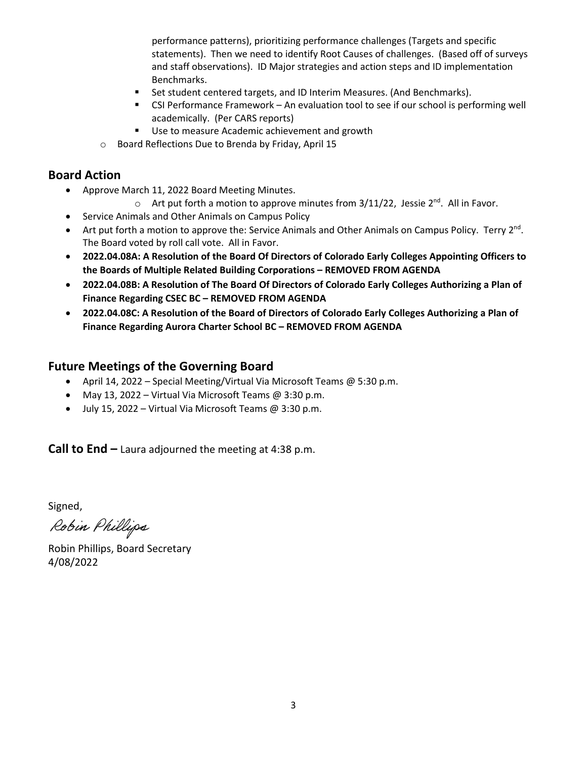performance patterns), prioritizing performance challenges (Targets and specific statements). Then we need to identify Root Causes of challenges. (Based off of surveys and staff observations). ID Major strategies and action steps and ID implementation Benchmarks.
    - Set student centered targets, and ID Interim Measures. (And Benchmarks).
    - CSI Performance Framework – An evaluation tool to see if our school is performing well academically. (Per CARS reports)
    - Use to measure Academic achievement and growth
  - Board Reflections Due to Brenda by Friday, April 15

## Board Action

- Approve March 11, 2022 Board Meeting Minutes.
  - Art put forth a motion to approve minutes from 3/11/22, Jessie 2nd. All in Favor.
- Service Animals and Other Animals on Campus Policy
- Art put forth a motion to approve the: Service Animals and Other Animals on Campus Policy. Terry 2nd. The Board voted by roll call vote. All in Favor.
- **2022.04.08A: A Resolution of the Board Of Directors of Colorado Early Colleges Appointing Officers to the Boards of Multiple Related Building Corporations – REMOVED FROM AGENDA**
- **2022.04.08B: A Resolution of The Board Of Directors of Colorado Early Colleges Authorizing a Plan of Finance Regarding CSEC BC – REMOVED FROM AGENDA**
- **2022.04.08C: A Resolution of the Board of Directors of Colorado Early Colleges Authorizing a Plan of Finance Regarding Aurora Charter School BC – REMOVED FROM AGENDA**

## Future Meetings of the Governing Board

- April 14, 2022 – Special Meeting/Virtual Via Microsoft Teams @ 5:30 p.m.
- May 13, 2022 – Virtual Via Microsoft Teams @ 3:30 p.m.
- July 15, 2022 – Virtual Via Microsoft Teams @ 3:30 p.m.

**Call to End –** Laura adjourned the meeting at 4:38 p.m.

Signed,

Robin Phillips

Robin Phillips, Board Secretary
4/08/2022